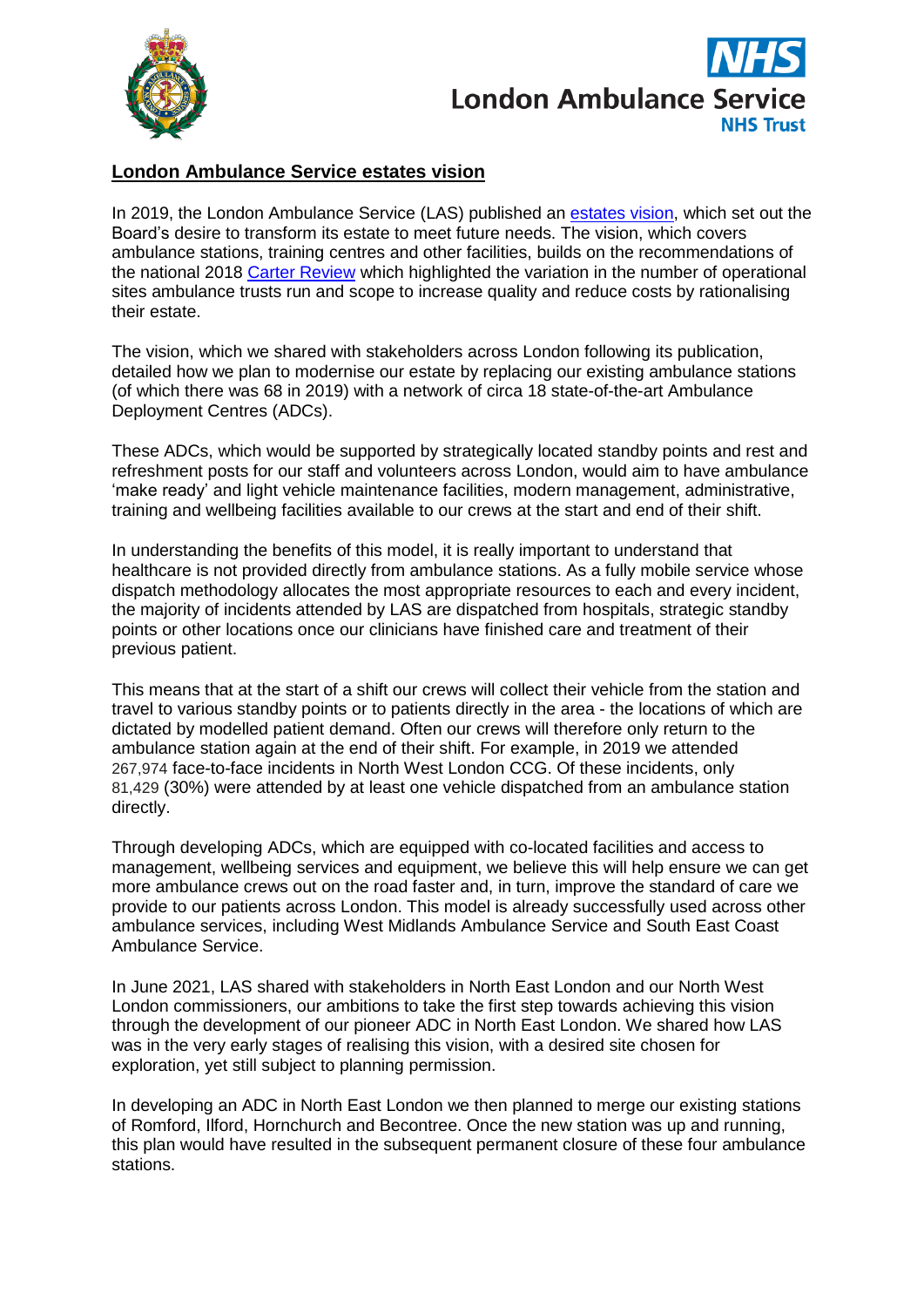## London Ambulance Service estates vision

In 2019, the London Ambulance Service (LAS) published an estates vision, which set out the Board's desire to transform its estate to meet future needs. The vision, which covers ambulance stations, training centres and other facilities, builds on the recommendations of the national 2018 Carter Review which highlighted the variation in the number of operational sites ambulance trusts run and scope to increase quality and reduce costs by rationalising their estate.

The vision, which we shared with stakeholders across London following its publication, detailed how we plan to modernise our estate by replacing our existing ambulance stations (of which there was 68 in 2019) with a network of circa 18 state-of-the-art Ambulance Deployment Centres (ADCs).

These ADCs, which would be supported by strategically located standby points and rest and refreshment posts for our staff and volunteers across London, would aim to have ambulance 'make ready' and light vehicle maintenance facilities, modern management, administrative, training and wellbeing facilities available to our crews at the start and end of their shift.

In understanding the benefits of this model, it is really important to understand that healthcare is not provided directly from ambulance stations. As a fully mobile service whose dispatch methodology allocates the most appropriate resources to each and every incident, the majority of incidents attended by LAS are dispatched from hospitals, strategic standby points or other locations once our clinicians have finished care and treatment of their previous patient.

This means that at the start of a shift our crews will collect their vehicle from the station and travel to various standby points or to patients directly in the area - the locations of which are dictated by modelled patient demand. Often our crews will therefore only return to the ambulance station again at the end of their shift. For example, in 2019 we attended 267,974 face-to-face incidents in North West London CCG. Of these incidents, only 81,429 (30%) were attended by at least one vehicle dispatched from an ambulance station directly.

Through developing ADCs, which are equipped with co-located facilities and access to management, wellbeing services and equipment, we believe this will help ensure we can get more ambulance crews out on the road faster and, in turn, improve the standard of care we provide to our patients across London. This model is already successfully used across other ambulance services, including West Midlands Ambulance Service and South East Coast Ambulance Service.

In June 2021, LAS shared with stakeholders in North East London and our North West London commissioners, our ambitions to take the first step towards achieving this vision through the development of our pioneer ADC in North East London. We shared how LAS was in the very early stages of realising this vision, with a desired site chosen for exploration, yet still subject to planning permission.

In developing an ADC in North East London we then planned to merge our existing stations of Romford, Ilford, Hornchurch and Becontree. Once the new station was up and running, this plan would have resulted in the subsequent permanent closure of these four ambulance stations.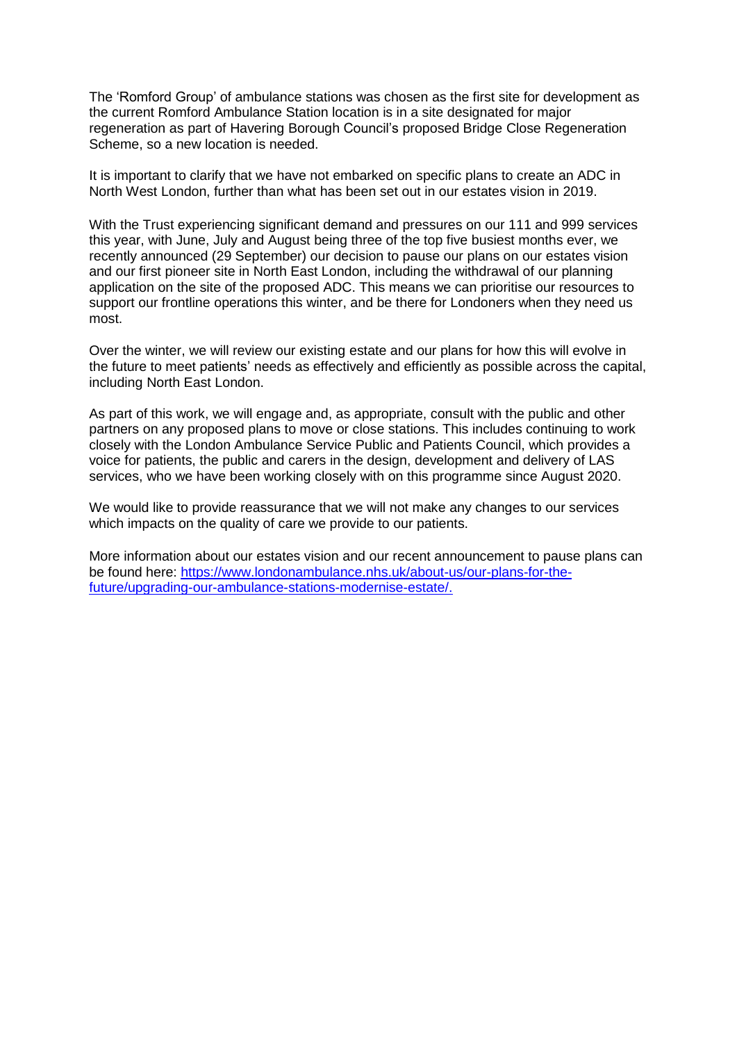The 'Romford Group' of ambulance stations was chosen as the first site for development as the current Romford Ambulance Station location is in a site designated for major regeneration as part of Havering Borough Council's proposed Bridge Close Regeneration Scheme, so a new location is needed.

It is important to clarify that we have not embarked on specific plans to create an ADC in North West London, further than what has been set out in our estates vision in 2019.

With the Trust experiencing significant demand and pressures on our 111 and 999 services this year, with June, July and August being three of the top five busiest months ever, we recently announced (29 September) our decision to pause our plans on our estates vision and our first pioneer site in North East London, including the withdrawal of our planning application on the site of the proposed ADC. This means we can prioritise our resources to support our frontline operations this winter, and be there for Londoners when they need us most.

Over the winter, we will review our existing estate and our plans for how this will evolve in the future to meet patients' needs as effectively and efficiently as possible across the capital, including North East London.

As part of this work, we will engage and, as appropriate, consult with the public and other partners on any proposed plans to move or close stations. This includes continuing to work closely with the London Ambulance Service Public and Patients Council, which provides a voice for patients, the public and carers in the design, development and delivery of LAS services, who we have been working closely with on this programme since August 2020.

We would like to provide reassurance that we will not make any changes to our services which impacts on the quality of care we provide to our patients.

More information about our estates vision and our recent announcement to pause plans can be found here: [https://www.londonambulance.nhs.uk/about-us/our-plans-for-the-future/upgrading-our-ambulance-stations-modernise-estate/.](https://www.londonambulance.nhs.uk/about-us/our-plans-for-the-future/upgrading-our-ambulance-stations-modernise-estate/)